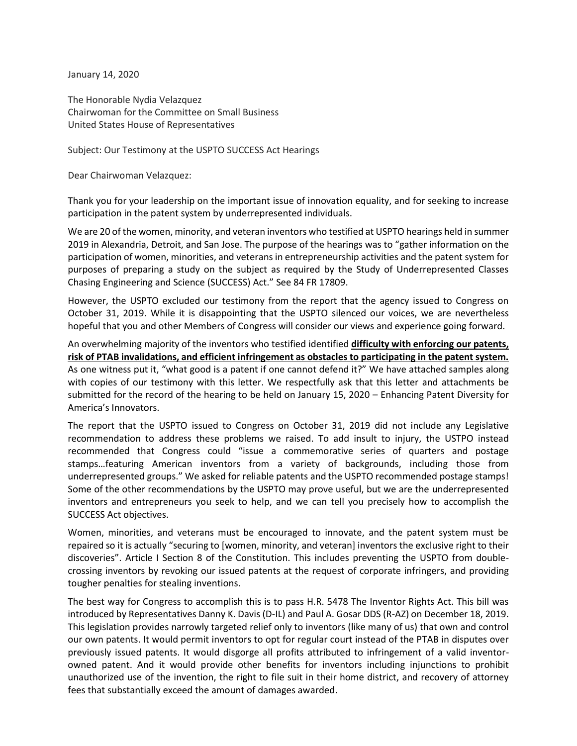January 14, 2020

The Honorable Nydia Velazquez
Chairwoman for the Committee on Small Business
United States House of Representatives

Subject: Our Testimony at the USPTO SUCCESS Act Hearings

Dear Chairwoman Velazquez:

Thank you for your leadership on the important issue of innovation equality, and for seeking to increase participation in the patent system by underrepresented individuals.

We are 20 of the women, minority, and veteran inventors who testified at USPTO hearings held in summer 2019 in Alexandria, Detroit, and San Jose. The purpose of the hearings was to "gather information on the participation of women, minorities, and veterans in entrepreneurship activities and the patent system for purposes of preparing a study on the subject as required by the Study of Underrepresented Classes Chasing Engineering and Science (SUCCESS) Act." See 84 FR 17809.

However, the USPTO excluded our testimony from the report that the agency issued to Congress on October 31, 2019. While it is disappointing that the USPTO silenced our voices, we are nevertheless hopeful that you and other Members of Congress will consider our views and experience going forward.

An overwhelming majority of the inventors who testified identified **<u>difficulty with enforcing our patents, risk of PTAB invalidations, and efficient infringement as obstacles to participating in the patent system.</u>** As one witness put it, "what good is a patent if one cannot defend it?" We have attached samples along with copies of our testimony with this letter. We respectfully ask that this letter and attachments be submitted for the record of the hearing to be held on January 15, 2020 – Enhancing Patent Diversity for America's Innovators.

The report that the USPTO issued to Congress on October 31, 2019 did not include any Legislative recommendation to address these problems we raised. To add insult to injury, the USTPO instead recommended that Congress could "issue a commemorative series of quarters and postage stamps…featuring American inventors from a variety of backgrounds, including those from underrepresented groups." We asked for reliable patents and the USPTO recommended postage stamps! Some of the other recommendations by the USPTO may prove useful, but we are the underrepresented inventors and entrepreneurs you seek to help, and we can tell you precisely how to accomplish the SUCCESS Act objectives.

Women, minorities, and veterans must be encouraged to innovate, and the patent system must be repaired so it is actually "securing to [women, minority, and veteran] inventors the exclusive right to their discoveries". Article I Section 8 of the Constitution. This includes preventing the USPTO from double-crossing inventors by revoking our issued patents at the request of corporate infringers, and providing tougher penalties for stealing inventions.

The best way for Congress to accomplish this is to pass H.R. 5478 The Inventor Rights Act. This bill was introduced by Representatives Danny K. Davis (D-IL) and Paul A. Gosar DDS (R-AZ) on December 18, 2019. This legislation provides narrowly targeted relief only to inventors (like many of us) that own and control our own patents. It would permit inventors to opt for regular court instead of the PTAB in disputes over previously issued patents. It would disgorge all profits attributed to infringement of a valid inventor-owned patent. And it would provide other benefits for inventors including injunctions to prohibit unauthorized use of the invention, the right to file suit in their home district, and recovery of attorney fees that substantially exceed the amount of damages awarded.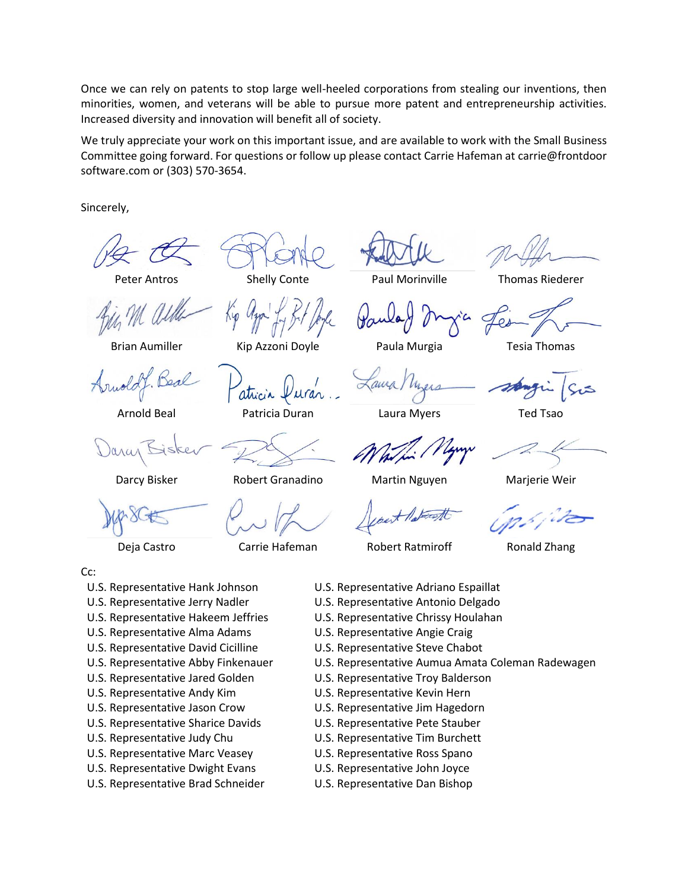Once we can rely on patents to stop large well-heeled corporations from stealing our inventions, then minorities, women, and veterans will be able to pursue more patent and entrepreneurship activities. Increased diversity and innovation will benefit all of society.

We truly appreciate your work on this important issue, and are available to work with the Small Business Committee going forward. For questions or follow up please contact Carrie Hafeman at carrie@frontdoorsoftware.com or (303) 570-3654.

Sincerely,

| | | | |
|---|---|---|---|
| Peter Antros | Shelly Conte | Paul Morinville | Thomas Riederer |
| Brian Aumiller | Kip Azzoni Doyle | Paula Murgia | Tesia Thomas |
| Arnold Beal | Patricia Duran | Laura Myers | Ted Tsao |
| Darcy Bisker | Robert Granadino | Martin Nguyen | Marjerie Weir |
| Deja Castro | Carrie Hafeman | Robert Ratmiroff | Ronald Zhang |

Cc:

- U.S. Representative Hank Johnson
- U.S. Representative Jerry Nadler
- U.S. Representative Hakeem Jeffries
- U.S. Representative Alma Adams
- U.S. Representative David Cicilline
- U.S. Representative Abby Finkenauer
- U.S. Representative Jared Golden
- U.S. Representative Andy Kim
- U.S. Representative Jason Crow
- U.S. Representative Sharice Davids
- U.S. Representative Judy Chu
- U.S. Representative Marc Veasey
- U.S. Representative Dwight Evans
- U.S. Representative Brad Schneider
- U.S. Representative Adriano Espaillat
- U.S. Representative Antonio Delgado
- U.S. Representative Chrissy Houlahan
- U.S. Representative Angie Craig
- U.S. Representative Steve Chabot
- U.S. Representative Aumua Amata Coleman Radewagen
- U.S. Representative Troy Balderson
- U.S. Representative Kevin Hern
- U.S. Representative Jim Hagedorn
- U.S. Representative Pete Stauber
- U.S. Representative Tim Burchett
- U.S. Representative Ross Spano
- U.S. Representative John Joyce
- U.S. Representative Dan Bishop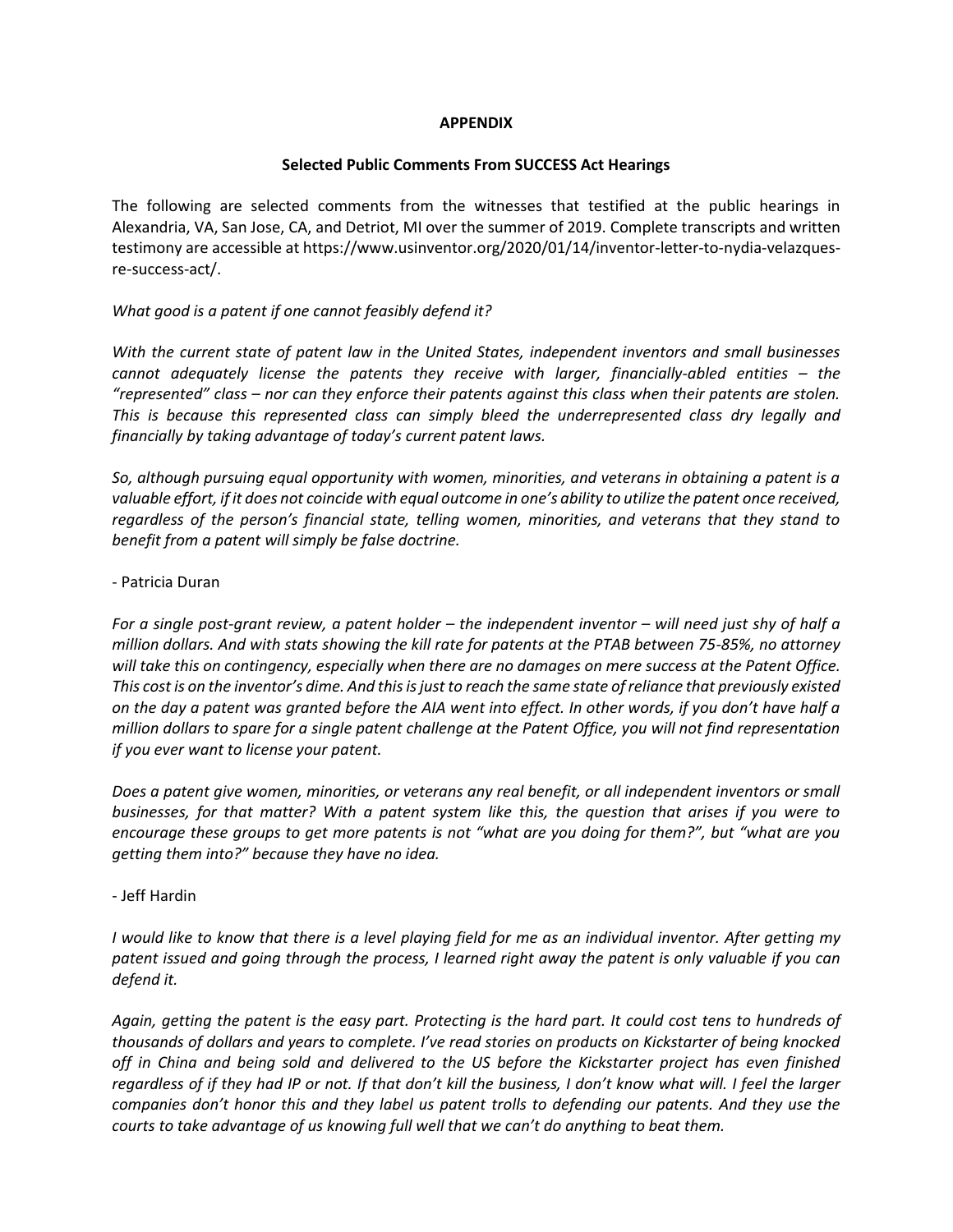**APPENDIX**

**Selected Public Comments From SUCCESS Act Hearings**

The following are selected comments from the witnesses that testified at the public hearings in Alexandria, VA, San Jose, CA, and Detriot, MI over the summer of 2019. Complete transcripts and written testimony are accessible at https://www.usinventor.org/2020/01/14/inventor-letter-to-nydia-velazques-re-success-act/.

*What good is a patent if one cannot feasibly defend it?*

*With the current state of patent law in the United States, independent inventors and small businesses cannot adequately license the patents they receive with larger, financially-abled entities – the "represented" class – nor can they enforce their patents against this class when their patents are stolen. This is because this represented class can simply bleed the underrepresented class dry legally and financially by taking advantage of today's current patent laws.*

*So, although pursuing equal opportunity with women, minorities, and veterans in obtaining a patent is a valuable effort, if it does not coincide with equal outcome in one's ability to utilize the patent once received, regardless of the person's financial state, telling women, minorities, and veterans that they stand to benefit from a patent will simply be false doctrine.*

- Patricia Duran

*For a single post-grant review, a patent holder – the independent inventor – will need just shy of half a million dollars. And with stats showing the kill rate for patents at the PTAB between 75-85%, no attorney will take this on contingency, especially when there are no damages on mere success at the Patent Office. This cost is on the inventor's dime. And this is just to reach the same state of reliance that previously existed on the day a patent was granted before the AIA went into effect. In other words, if you don't have half a million dollars to spare for a single patent challenge at the Patent Office, you will not find representation if you ever want to license your patent.*

*Does a patent give women, minorities, or veterans any real benefit, or all independent inventors or small businesses, for that matter? With a patent system like this, the question that arises if you were to encourage these groups to get more patents is not "what are you doing for them?", but "what are you getting them into?" because they have no idea.*

- Jeff Hardin

*I would like to know that there is a level playing field for me as an individual inventor. After getting my patent issued and going through the process, I learned right away the patent is only valuable if you can defend it.*

*Again, getting the patent is the easy part. Protecting is the hard part. It could cost tens to hundreds of thousands of dollars and years to complete. I've read stories on products on Kickstarter of being knocked off in China and being sold and delivered to the US before the Kickstarter project has even finished regardless of if they had IP or not. If that don't kill the business, I don't know what will. I feel the larger companies don't honor this and they label us patent trolls to defending our patents. And they use the courts to take advantage of us knowing full well that we can't do anything to beat them.*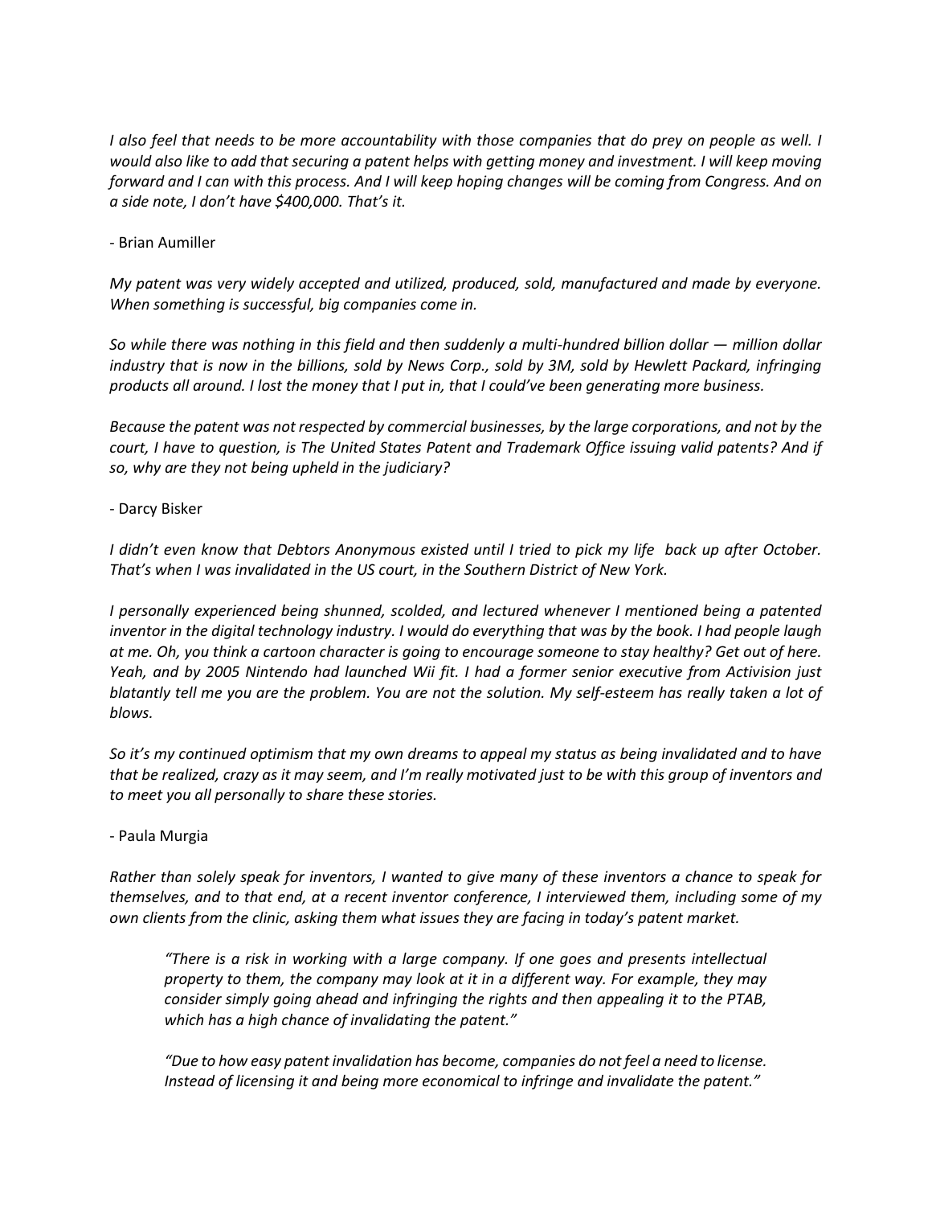*I also feel that needs to be more accountability with those companies that do prey on people as well. I would also like to add that securing a patent helps with getting money and investment. I will keep moving forward and I can with this process. And I will keep hoping changes will be coming from Congress. And on a side note, I don't have $400,000. That's it.*

- Brian Aumiller

*My patent was very widely accepted and utilized, produced, sold, manufactured and made by everyone. When something is successful, big companies come in.*

*So while there was nothing in this field and then suddenly a multi-hundred billion dollar — million dollar industry that is now in the billions, sold by News Corp., sold by 3M, sold by Hewlett Packard, infringing products all around. I lost the money that I put in, that I could've been generating more business.*

*Because the patent was not respected by commercial businesses, by the large corporations, and not by the court, I have to question, is The United States Patent and Trademark Office issuing valid patents? And if so, why are they not being upheld in the judiciary?*

- Darcy Bisker

*I didn't even know that Debtors Anonymous existed until I tried to pick my life back up after October. That's when I was invalidated in the US court, in the Southern District of New York.*

*I personally experienced being shunned, scolded, and lectured whenever I mentioned being a patented inventor in the digital technology industry. I would do everything that was by the book. I had people laugh at me. Oh, you think a cartoon character is going to encourage someone to stay healthy? Get out of here. Yeah, and by 2005 Nintendo had launched Wii fit. I had a former senior executive from Activision just blatantly tell me you are the problem. You are not the solution. My self-esteem has really taken a lot of blows.*

*So it's my continued optimism that my own dreams to appeal my status as being invalidated and to have that be realized, crazy as it may seem, and I'm really motivated just to be with this group of inventors and to meet you all personally to share these stories.*

- Paula Murgia

*Rather than solely speak for inventors, I wanted to give many of these inventors a chance to speak for themselves, and to that end, at a recent inventor conference, I interviewed them, including some of my own clients from the clinic, asking them what issues they are facing in today's patent market.*

> *"There is a risk in working with a large company. If one goes and presents intellectual property to them, the company may look at it in a different way. For example, they may consider simply going ahead and infringing the rights and then appealing it to the PTAB, which has a high chance of invalidating the patent."*
>
> *"Due to how easy patent invalidation has become, companies do not feel a need to license. Instead of licensing it and being more economical to infringe and invalidate the patent."*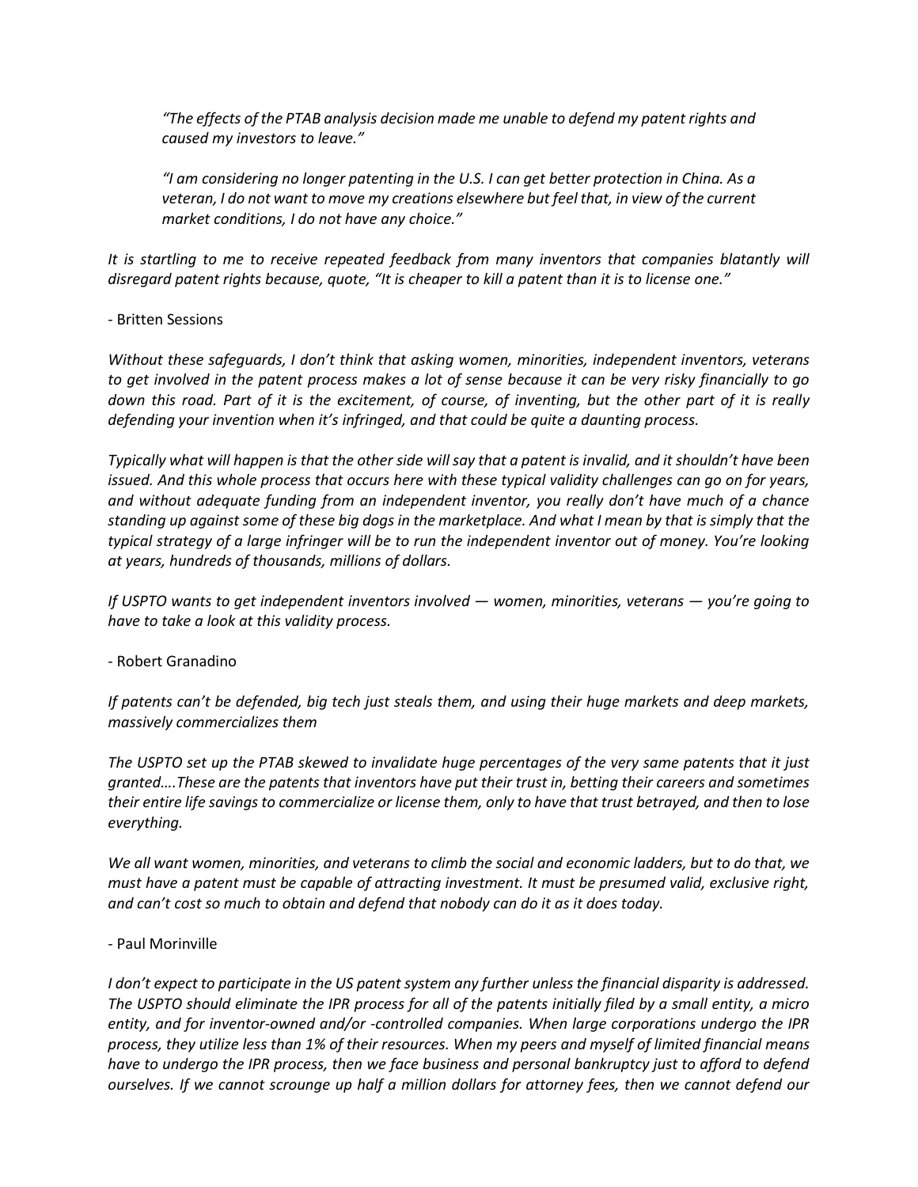*"The effects of the PTAB analysis decision made me unable to defend my patent rights and caused my investors to leave."*

*"I am considering no longer patenting in the U.S. I can get better protection in China. As a veteran, I do not want to move my creations elsewhere but feel that, in view of the current market conditions, I do not have any choice."*

*It is startling to me to receive repeated feedback from many inventors that companies blatantly will disregard patent rights because, quote, "It is cheaper to kill a patent than it is to license one."*

\- Britten Sessions

*Without these safeguards, I don't think that asking women, minorities, independent inventors, veterans to get involved in the patent process makes a lot of sense because it can be very risky financially to go down this road. Part of it is the excitement, of course, of inventing, but the other part of it is really defending your invention when it's infringed, and that could be quite a daunting process.*

*Typically what will happen is that the other side will say that a patent is invalid, and it shouldn't have been issued. And this whole process that occurs here with these typical validity challenges can go on for years, and without adequate funding from an independent inventor, you really don't have much of a chance standing up against some of these big dogs in the marketplace. And what I mean by that is simply that the typical strategy of a large infringer will be to run the independent inventor out of money. You're looking at years, hundreds of thousands, millions of dollars.*

*If USPTO wants to get independent inventors involved — women, minorities, veterans — you're going to have to take a look at this validity process.*

\- Robert Granadino

*If patents can't be defended, big tech just steals them, and using their huge markets and deep markets, massively commercializes them*

*The USPTO set up the PTAB skewed to invalidate huge percentages of the very same patents that it just granted….These are the patents that inventors have put their trust in, betting their careers and sometimes their entire life savings to commercialize or license them, only to have that trust betrayed, and then to lose everything.*

*We all want women, minorities, and veterans to climb the social and economic ladders, but to do that, we must have a patent must be capable of attracting investment. It must be presumed valid, exclusive right, and can't cost so much to obtain and defend that nobody can do it as it does today.*

\- Paul Morinville

*I don't expect to participate in the US patent system any further unless the financial disparity is addressed. The USPTO should eliminate the IPR process for all of the patents initially filed by a small entity, a micro entity, and for inventor-owned and/or -controlled companies. When large corporations undergo the IPR process, they utilize less than 1% of their resources. When my peers and myself of limited financial means have to undergo the IPR process, then we face business and personal bankruptcy just to afford to defend ourselves. If we cannot scrounge up half a million dollars for attorney fees, then we cannot defend our*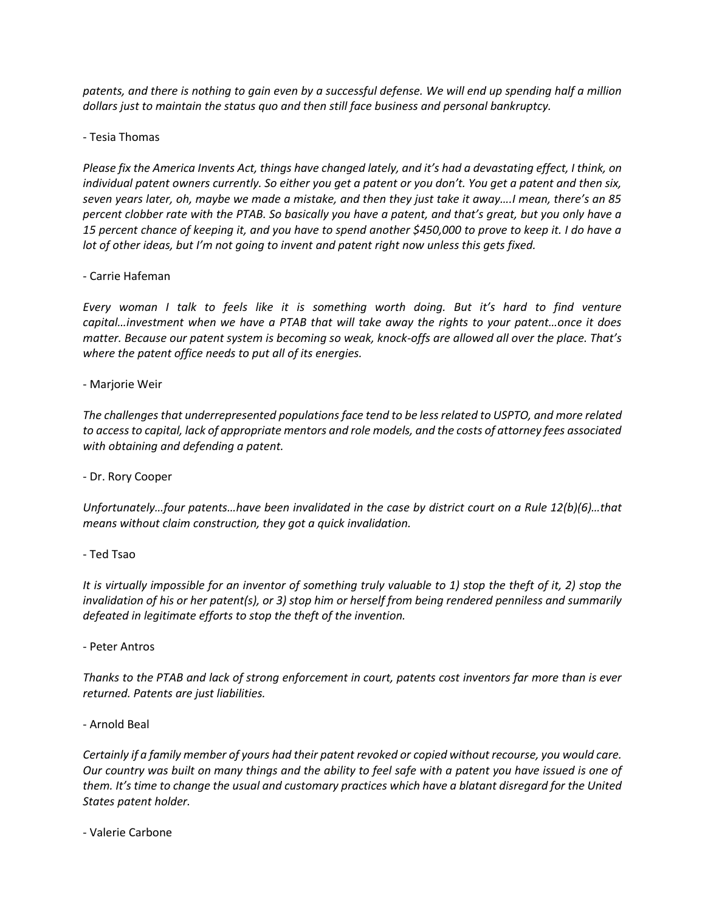*patents, and there is nothing to gain even by a successful defense. We will end up spending half a million dollars just to maintain the status quo and then still face business and personal bankruptcy.*

- Tesia Thomas

*Please fix the America Invents Act, things have changed lately, and it's had a devastating effect, I think, on individual patent owners currently. So either you get a patent or you don't. You get a patent and then six, seven years later, oh, maybe we made a mistake, and then they just take it away….I mean, there's an 85 percent clobber rate with the PTAB. So basically you have a patent, and that's great, but you only have a 15 percent chance of keeping it, and you have to spend another $450,000 to prove to keep it. I do have a lot of other ideas, but I'm not going to invent and patent right now unless this gets fixed.*

- Carrie Hafeman

*Every woman I talk to feels like it is something worth doing. But it's hard to find venture capital…investment when we have a PTAB that will take away the rights to your patent…once it does matter. Because our patent system is becoming so weak, knock-offs are allowed all over the place. That's where the patent office needs to put all of its energies.*

- Marjorie Weir

*The challenges that underrepresented populations face tend to be less related to USPTO, and more related to access to capital, lack of appropriate mentors and role models, and the costs of attorney fees associated with obtaining and defending a patent.*

- Dr. Rory Cooper

*Unfortunately…four patents…have been invalidated in the case by district court on a Rule 12(b)(6)…that means without claim construction, they got a quick invalidation.*

- Ted Tsao

*It is virtually impossible for an inventor of something truly valuable to 1) stop the theft of it, 2) stop the invalidation of his or her patent(s), or 3) stop him or herself from being rendered penniless and summarily defeated in legitimate efforts to stop the theft of the invention.*

- Peter Antros

*Thanks to the PTAB and lack of strong enforcement in court, patents cost inventors far more than is ever returned. Patents are just liabilities.*

- Arnold Beal

*Certainly if a family member of yours had their patent revoked or copied without recourse, you would care. Our country was built on many things and the ability to feel safe with a patent you have issued is one of them. It's time to change the usual and customary practices which have a blatant disregard for the United States patent holder.*

- Valerie Carbone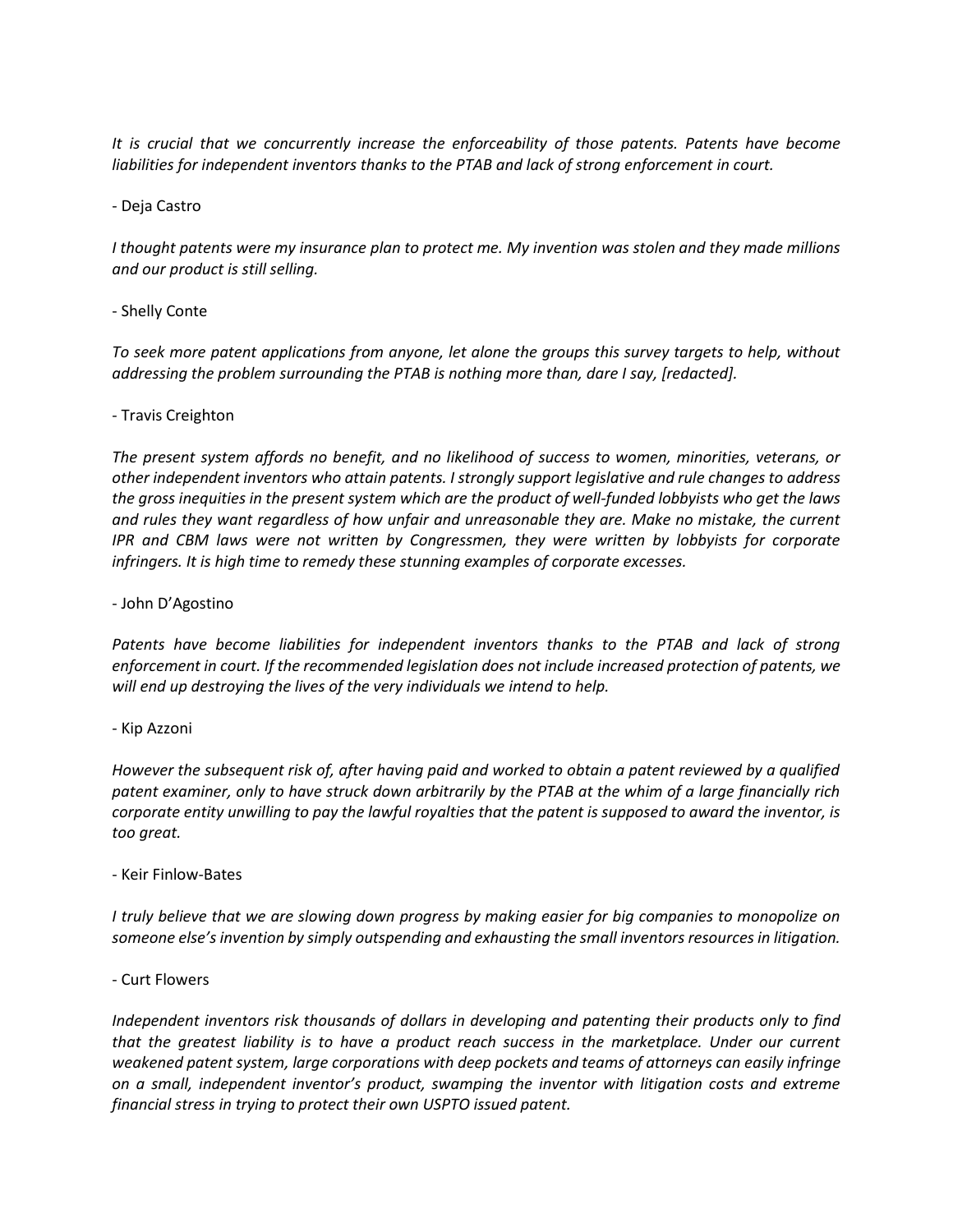*It is crucial that we concurrently increase the enforceability of those patents. Patents have become liabilities for independent inventors thanks to the PTAB and lack of strong enforcement in court.*

- Deja Castro

*I thought patents were my insurance plan to protect me. My invention was stolen and they made millions and our product is still selling.*

- Shelly Conte

*To seek more patent applications from anyone, let alone the groups this survey targets to help, without addressing the problem surrounding the PTAB is nothing more than, dare I say, [redacted].*

- Travis Creighton

*The present system affords no benefit, and no likelihood of success to women, minorities, veterans, or other independent inventors who attain patents. I strongly support legislative and rule changes to address the gross inequities in the present system which are the product of well-funded lobbyists who get the laws and rules they want regardless of how unfair and unreasonable they are. Make no mistake, the current IPR and CBM laws were not written by Congressmen, they were written by lobbyists for corporate infringers. It is high time to remedy these stunning examples of corporate excesses.*

- John D'Agostino

*Patents have become liabilities for independent inventors thanks to the PTAB and lack of strong enforcement in court. If the recommended legislation does not include increased protection of patents, we will end up destroying the lives of the very individuals we intend to help.*

- Kip Azzoni

*However the subsequent risk of, after having paid and worked to obtain a patent reviewed by a qualified patent examiner, only to have struck down arbitrarily by the PTAB at the whim of a large financially rich corporate entity unwilling to pay the lawful royalties that the patent is supposed to award the inventor, is too great.*

- Keir Finlow-Bates

*I truly believe that we are slowing down progress by making easier for big companies to monopolize on someone else's invention by simply outspending and exhausting the small inventors resources in litigation.*

- Curt Flowers

*Independent inventors risk thousands of dollars in developing and patenting their products only to find that the greatest liability is to have a product reach success in the marketplace. Under our current weakened patent system, large corporations with deep pockets and teams of attorneys can easily infringe on a small, independent inventor's product, swamping the inventor with litigation costs and extreme financial stress in trying to protect their own USPTO issued patent.*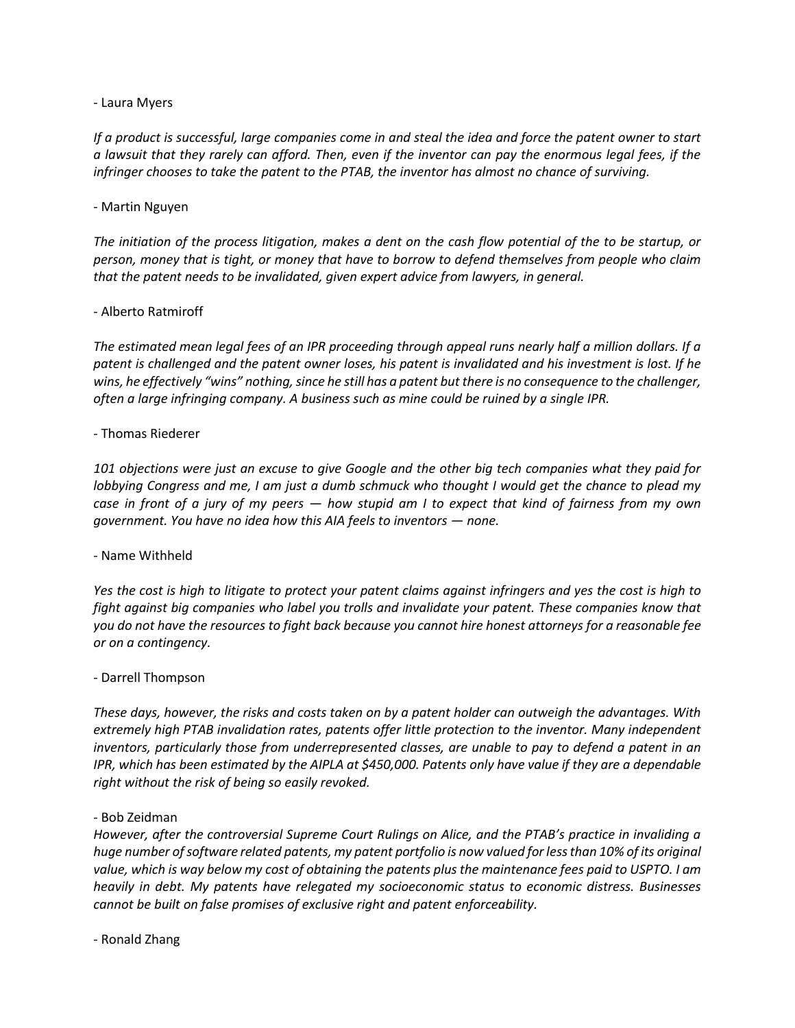- Laura Myers

*If a product is successful, large companies come in and steal the idea and force the patent owner to start a lawsuit that they rarely can afford. Then, even if the inventor can pay the enormous legal fees, if the infringer chooses to take the patent to the PTAB, the inventor has almost no chance of surviving.*

- Martin Nguyen

*The initiation of the process litigation, makes a dent on the cash flow potential of the to be startup, or person, money that is tight, or money that have to borrow to defend themselves from people who claim that the patent needs to be invalidated, given expert advice from lawyers, in general.*

- Alberto Ratmiroff

*The estimated mean legal fees of an IPR proceeding through appeal runs nearly half a million dollars. If a patent is challenged and the patent owner loses, his patent is invalidated and his investment is lost. If he wins, he effectively "wins" nothing, since he still has a patent but there is no consequence to the challenger, often a large infringing company. A business such as mine could be ruined by a single IPR.*

- Thomas Riederer

*101 objections were just an excuse to give Google and the other big tech companies what they paid for lobbying Congress and me, I am just a dumb schmuck who thought I would get the chance to plead my case in front of a jury of my peers — how stupid am I to expect that kind of fairness from my own government. You have no idea how this AIA feels to inventors — none.*

- Name Withheld

*Yes the cost is high to litigate to protect your patent claims against infringers and yes the cost is high to fight against big companies who label you trolls and invalidate your patent. These companies know that you do not have the resources to fight back because you cannot hire honest attorneys for a reasonable fee or on a contingency.*

- Darrell Thompson

*These days, however, the risks and costs taken on by a patent holder can outweigh the advantages. With extremely high PTAB invalidation rates, patents offer little protection to the inventor. Many independent inventors, particularly those from underrepresented classes, are unable to pay to defend a patent in an IPR, which has been estimated by the AIPLA at $450,000. Patents only have value if they are a dependable right without the risk of being so easily revoked.*

- Bob Zeidman

*However, after the controversial Supreme Court Rulings on Alice, and the PTAB's practice in invaliding a huge number of software related patents, my patent portfolio is now valued for less than 10% of its original value, which is way below my cost of obtaining the patents plus the maintenance fees paid to USPTO. I am heavily in debt. My patents have relegated my socioeconomic status to economic distress. Businesses cannot be built on false promises of exclusive right and patent enforceability.*

- Ronald Zhang